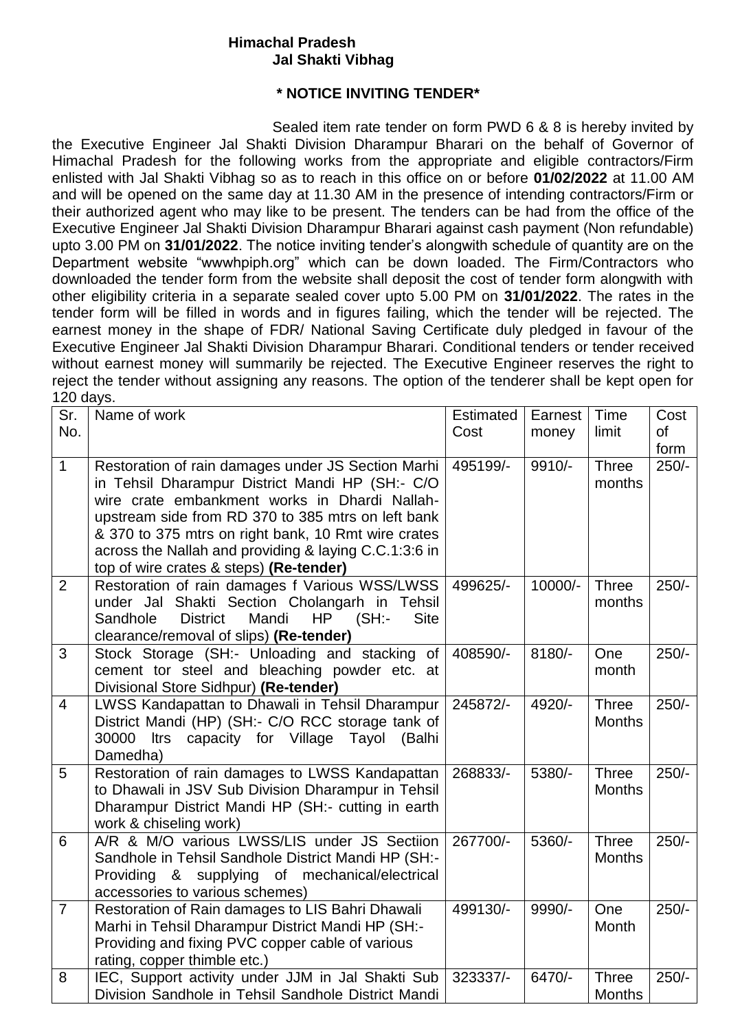**Himachal Pradesh**
**Jal Shakti Vibhag**

**\* NOTICE INVITING TENDER\***

Sealed item rate tender on form PWD 6 & 8 is hereby invited by the Executive Engineer Jal Shakti Division Dharampur Bharari on the behalf of Governor of Himachal Pradesh for the following works from the appropriate and eligible contractors/Firm enlisted with Jal Shakti Vibhag so as to reach in this office on or before **01/02/2022** at 11.00 AM and will be opened on the same day at 11.30 AM in the presence of intending contractors/Firm or their authorized agent who may like to be present. The tenders can be had from the office of the Executive Engineer Jal Shakti Division Dharampur Bharari against cash payment (Non refundable) upto 3.00 PM on **31/01/2022**. The notice inviting tender's alongwith schedule of quantity are on the Department website "wwwhpiph.org" which can be down loaded. The Firm/Contractors who downloaded the tender form from the website shall deposit the cost of tender form alongwith with other eligibility criteria in a separate sealed cover upto 5.00 PM on **31/01/2022**. The rates in the tender form will be filled in words and in figures failing, which the tender will be rejected. The earnest money in the shape of FDR/ National Saving Certificate duly pledged in favour of the Executive Engineer Jal Shakti Division Dharampur Bharari. Conditional tenders or tender received without earnest money will summarily be rejected. The Executive Engineer reserves the right to reject the tender without assigning any reasons. The option of the tenderer shall be kept open for 120 days.

| Sr. No. | Name of work | Estimated Cost | Earnest money | Time limit | Cost of form |
|---|---|---|---|---|---|
| 1 | Restoration of rain damages under JS Section Marhi in Tehsil Dharampur District Mandi HP (SH:- C/O wire crate embankment works in Dhardi Nallah-upstream side from RD 370 to 385 mtrs on left bank & 370 to 375 mtrs on right bank, 10 Rmt wire crates across the Nallah and providing & laying C.C.1:3:6 in top of wire crates & steps) **(Re-tender)** | 495199/- | 9910/- | Three months | 250/- |
| 2 | Restoration of rain damages f Various WSS/LWSS under Jal Shakti Section Cholangarh in Tehsil Sandhole District Mandi HP (SH:- Site clearance/removal of slips) **(Re-tender)** | 499625/- | 10000/- | Three months | 250/- |
| 3 | Stock Storage (SH:- Unloading and stacking of cement tor steel and bleaching powder etc. at Divisional Store Sidhpur) **(Re-tender)** | 408590/- | 8180/- | One month | 250/- |
| 4 | LWSS Kandapattan to Dhawali in Tehsil Dharampur District Mandi (HP) (SH:- C/O RCC storage tank of 30000 ltrs capacity for Village Tayol (Balhi Damedha) | 245872/- | 4920/- | Three Months | 250/- |
| 5 | Restoration of rain damages to LWSS Kandapattan to Dhawali in JSV Sub Division Dharampur in Tehsil Dharampur District Mandi HP (SH:- cutting in earth work & chiseling work) | 268833/- | 5380/- | Three Months | 250/- |
| 6 | A/R & M/O various LWSS/LIS under JS Sectiion Sandhole in Tehsil Sandhole District Mandi HP (SH:- Providing & supplying of mechanical/electrical accessories to various schemes) | 267700/- | 5360/- | Three Months | 250/- |
| 7 | Restoration of Rain damages to LIS Bahri Dhawali Marhi in Tehsil Dharampur District Mandi HP (SH:- Providing and fixing PVC copper cable of various rating, copper thimble etc.) | 499130/- | 9990/- | One Month | 250/- |
| 8 | IEC, Support activity under JJM in Jal Shakti Sub Division Sandhole in Tehsil Sandhole District Mandi | 323337/- | 6470/- | Three Months | 250/- |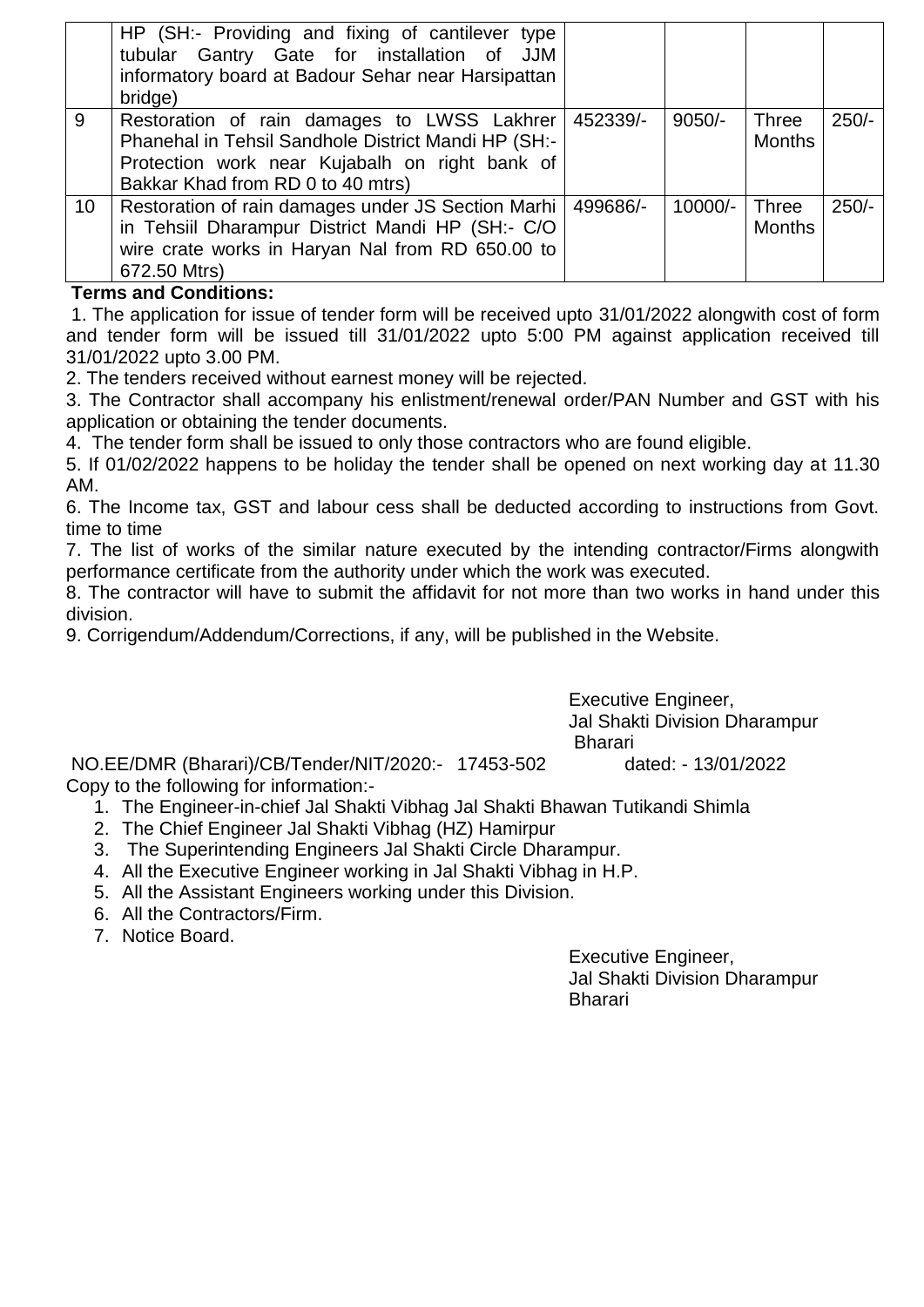| | | | | | |
|---|---|---|---|---|---|
| | HP (SH:- Providing and fixing of cantilever type tubular Gantry Gate for installation of JJM informatory board at Badour Sehar near Harsipattan bridge) | | | | |
| 9 | Restoration of rain damages to LWSS Lakhrer Phanehal in Tehsil Sandhole District Mandi HP (SH:- Protection work near Kujabalh on right bank of Bakkar Khad from RD 0 to 40 mtrs) | 452339/- | 9050/- | Three Months | 250/- |
| 10 | Restoration of rain damages under JS Section Marhi in Tehsiil Dharampur District Mandi HP (SH:- C/O wire crate works in Haryan Nal from RD 650.00 to 672.50 Mtrs) | 499686/- | 10000/- | Three Months | 250/- |

**Terms and Conditions:**

1. The application for issue of tender form will be received upto 31/01/2022 alongwith cost of form and tender form will be issued till 31/01/2022 upto 5:00 PM against application received till 31/01/2022 upto 3.00 PM.
2. The tenders received without earnest money will be rejected.
3. The Contractor shall accompany his enlistment/renewal order/PAN Number and GST with his application or obtaining the tender documents.
4. The tender form shall be issued to only those contractors who are found eligible.
5. If 01/02/2022 happens to be holiday the tender shall be opened on next working day at 11.30 AM.
6. The Income tax, GST and labour cess shall be deducted according to instructions from Govt. time to time
7. The list of works of the similar nature executed by the intending contractor/Firms alongwith performance certificate from the authority under which the work was executed.
8. The contractor will have to submit the affidavit for not more than two works in hand under this division.
9. Corrigendum/Addendum/Corrections, if any, will be published in the Website.

Executive Engineer,
Jal Shakti Division Dharampur
Bharari

NO.EE/DMR (Bharari)/CB/Tender/NIT/2020:- 17453-502 dated: - 13/01/2022

Copy to the following for information:-

1. The Engineer-in-chief Jal Shakti Vibhag Jal Shakti Bhawan Tutikandi Shimla
2. The Chief Engineer Jal Shakti Vibhag (HZ) Hamirpur
3. The Superintending Engineers Jal Shakti Circle Dharampur.
4. All the Executive Engineer working in Jal Shakti Vibhag in H.P.
5. All the Assistant Engineers working under this Division.
6. All the Contractors/Firm.
7. Notice Board.

Executive Engineer,
Jal Shakti Division Dharampur
Bharari